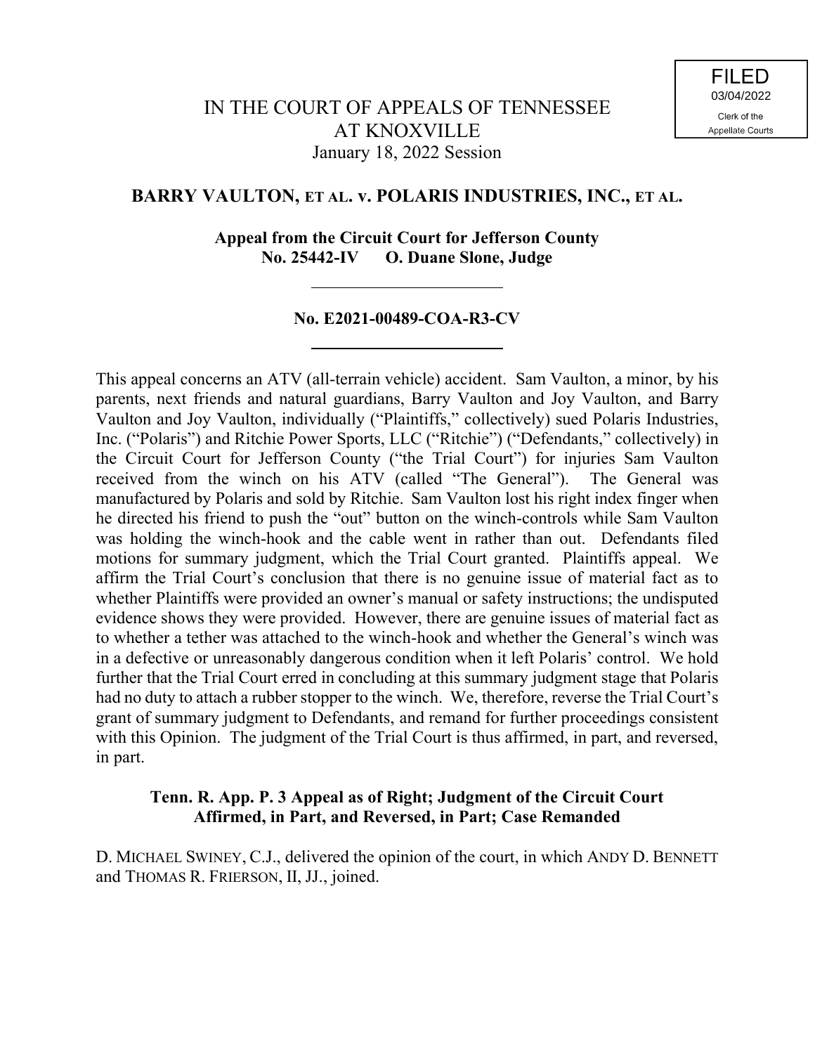FILED
03/04/2022
Clerk of the
Appellate Courts

# IN THE COURT OF APPEALS OF TENNESSEE AT KNOXVILLE

January 18, 2022 Session

## BARRY VAULTON, ET AL. v. POLARIS INDUSTRIES, INC., ET AL.

**Appeal from the Circuit Court for Jefferson County**
**No. 25442-IV O. Duane Slone, Judge**

---

**No. E2021-00489-COA-R3-CV**

---

This appeal concerns an ATV (all-terrain vehicle) accident. Sam Vaulton, a minor, by his parents, next friends and natural guardians, Barry Vaulton and Joy Vaulton, and Barry Vaulton and Joy Vaulton, individually ("Plaintiffs," collectively) sued Polaris Industries, Inc. ("Polaris") and Ritchie Power Sports, LLC ("Ritchie") ("Defendants," collectively) in the Circuit Court for Jefferson County ("the Trial Court") for injuries Sam Vaulton received from the winch on his ATV (called "The General"). The General was manufactured by Polaris and sold by Ritchie. Sam Vaulton lost his right index finger when he directed his friend to push the "out" button on the winch-controls while Sam Vaulton was holding the winch-hook and the cable went in rather than out. Defendants filed motions for summary judgment, which the Trial Court granted. Plaintiffs appeal. We affirm the Trial Court's conclusion that there is no genuine issue of material fact as to whether Plaintiffs were provided an owner's manual or safety instructions; the undisputed evidence shows they were provided. However, there are genuine issues of material fact as to whether a tether was attached to the winch-hook and whether the General's winch was in a defective or unreasonably dangerous condition when it left Polaris' control. We hold further that the Trial Court erred in concluding at this summary judgment stage that Polaris had no duty to attach a rubber stopper to the winch. We, therefore, reverse the Trial Court's grant of summary judgment to Defendants, and remand for further proceedings consistent with this Opinion. The judgment of the Trial Court is thus affirmed, in part, and reversed, in part.

**Tenn. R. App. P. 3 Appeal as of Right; Judgment of the Circuit Court Affirmed, in Part, and Reversed, in Part; Case Remanded**

D. MICHAEL SWINEY, C.J., delivered the opinion of the court, in which ANDY D. BENNETT and THOMAS R. FRIERSON, II, JJ., joined.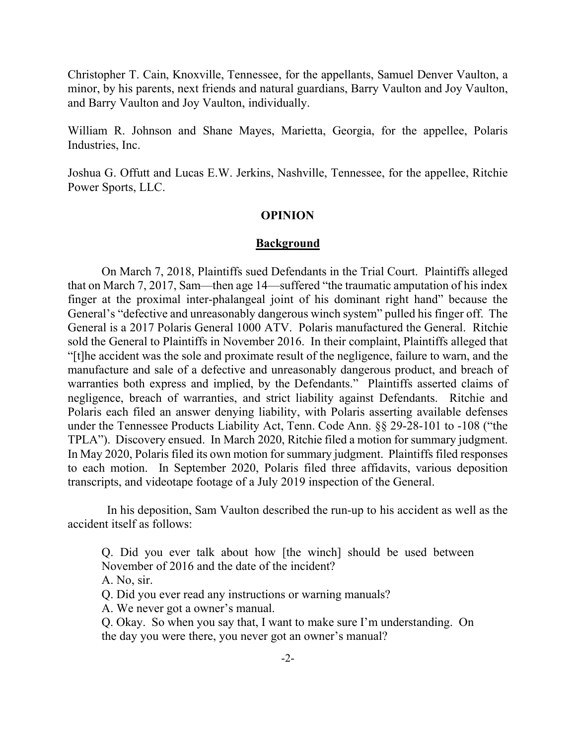Christopher T. Cain, Knoxville, Tennessee, for the appellants, Samuel Denver Vaulton, a minor, by his parents, next friends and natural guardians, Barry Vaulton and Joy Vaulton, and Barry Vaulton and Joy Vaulton, individually.

William R. Johnson and Shane Mayes, Marietta, Georgia, for the appellee, Polaris Industries, Inc.

Joshua G. Offutt and Lucas E.W. Jerkins, Nashville, Tennessee, for the appellee, Ritchie Power Sports, LLC.

## OPINION

### Background

On March 7, 2018, Plaintiffs sued Defendants in the Trial Court. Plaintiffs alleged that on March 7, 2017, Sam—then age 14—suffered "the traumatic amputation of his index finger at the proximal inter-phalangeal joint of his dominant right hand" because the General's "defective and unreasonably dangerous winch system" pulled his finger off. The General is a 2017 Polaris General 1000 ATV. Polaris manufactured the General. Ritchie sold the General to Plaintiffs in November 2016. In their complaint, Plaintiffs alleged that "[t]he accident was the sole and proximate result of the negligence, failure to warn, and the manufacture and sale of a defective and unreasonably dangerous product, and breach of warranties both express and implied, by the Defendants." Plaintiffs asserted claims of negligence, breach of warranties, and strict liability against Defendants. Ritchie and Polaris each filed an answer denying liability, with Polaris asserting available defenses under the Tennessee Products Liability Act, Tenn. Code Ann. §§ 29-28-101 to -108 ("the TPLA"). Discovery ensued. In March 2020, Ritchie filed a motion for summary judgment. In May 2020, Polaris filed its own motion for summary judgment. Plaintiffs filed responses to each motion. In September 2020, Polaris filed three affidavits, various deposition transcripts, and videotape footage of a July 2019 inspection of the General.

In his deposition, Sam Vaulton described the run-up to his accident as well as the accident itself as follows:

> Q. Did you ever talk about how [the winch] should be used between November of 2016 and the date of the incident?
>
> A. No, sir.
>
> Q. Did you ever read any instructions or warning manuals?
>
> A. We never got a owner's manual.
>
> Q. Okay. So when you say that, I want to make sure I'm understanding. On the day you were there, you never got an owner's manual?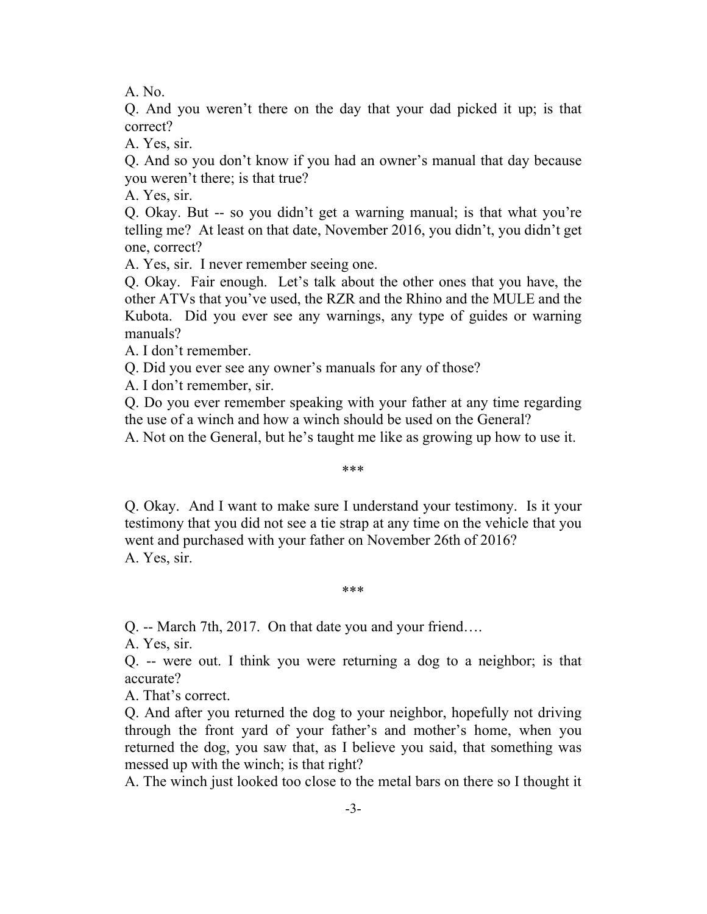A. No.

Q. And you weren't there on the day that your dad picked it up; is that correct?

A. Yes, sir.

Q. And so you don't know if you had an owner's manual that day because you weren't there; is that true?

A. Yes, sir.

Q. Okay. But -- so you didn't get a warning manual; is that what you're telling me? At least on that date, November 2016, you didn't, you didn't get one, correct?

A. Yes, sir. I never remember seeing one.

Q. Okay. Fair enough. Let's talk about the other ones that you have, the other ATVs that you've used, the RZR and the Rhino and the MULE and the Kubota. Did you ever see any warnings, any type of guides or warning manuals?

A. I don't remember.

Q. Did you ever see any owner's manuals for any of those?

A. I don't remember, sir.

Q. Do you ever remember speaking with your father at any time regarding the use of a winch and how a winch should be used on the General?

A. Not on the General, but he's taught me like as growing up how to use it.

***

Q. Okay. And I want to make sure I understand your testimony. Is it your testimony that you did not see a tie strap at any time on the vehicle that you went and purchased with your father on November 26th of 2016?

A. Yes, sir.

***

Q. -- March 7th, 2017. On that date you and your friend….

A. Yes, sir.

Q. -- were out. I think you were returning a dog to a neighbor; is that accurate?

A. That's correct.

Q. And after you returned the dog to your neighbor, hopefully not driving through the front yard of your father's and mother's home, when you returned the dog, you saw that, as I believe you said, that something was messed up with the winch; is that right?

A. The winch just looked too close to the metal bars on there so I thought it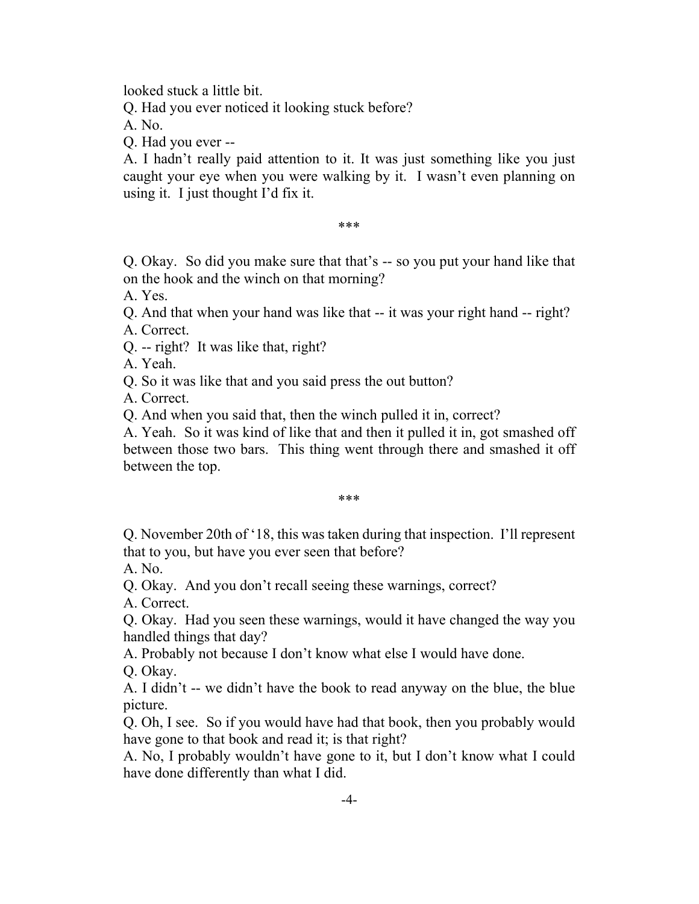looked stuck a little bit.

Q. Had you ever noticed it looking stuck before?

A. No.

Q. Had you ever --

A. I hadn't really paid attention to it. It was just something like you just caught your eye when you were walking by it. I wasn't even planning on using it. I just thought I'd fix it.

***

Q. Okay. So did you make sure that that's -- so you put your hand like that on the hook and the winch on that morning?

A. Yes.

Q. And that when your hand was like that -- it was your right hand -- right?

A. Correct.

Q. -- right? It was like that, right?

A. Yeah.

Q. So it was like that and you said press the out button?

A. Correct.

Q. And when you said that, then the winch pulled it in, correct?

A. Yeah. So it was kind of like that and then it pulled it in, got smashed off between those two bars. This thing went through there and smashed it off between the top.

***

Q. November 20th of '18, this was taken during that inspection. I'll represent that to you, but have you ever seen that before?

A. No.

Q. Okay. And you don't recall seeing these warnings, correct?

A. Correct.

Q. Okay. Had you seen these warnings, would it have changed the way you handled things that day?

A. Probably not because I don't know what else I would have done.

Q. Okay.

A. I didn't -- we didn't have the book to read anyway on the blue, the blue picture.

Q. Oh, I see. So if you would have had that book, then you probably would have gone to that book and read it; is that right?

A. No, I probably wouldn't have gone to it, but I don't know what I could have done differently than what I did.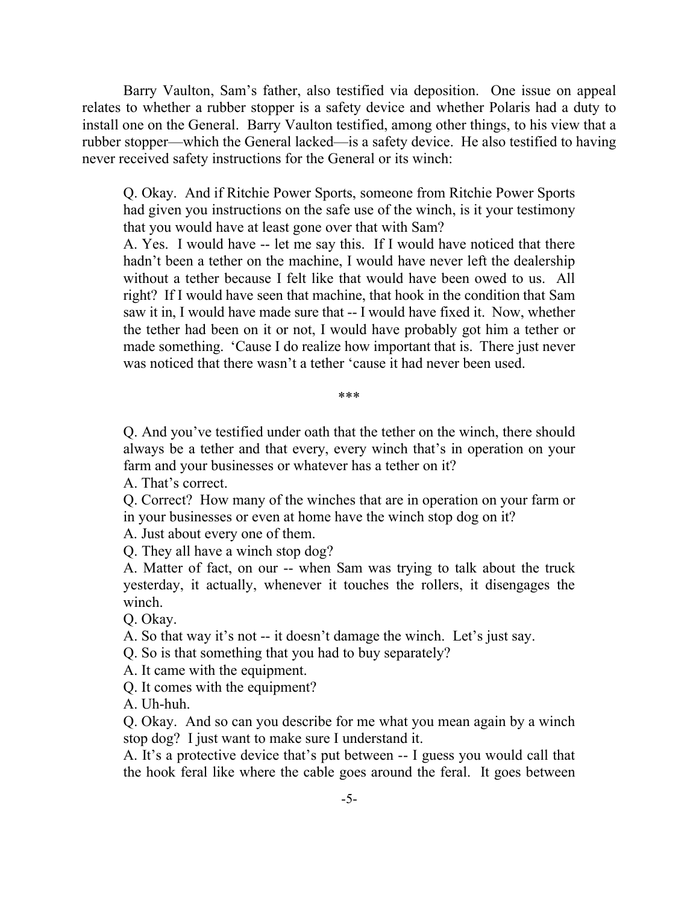Barry Vaulton, Sam's father, also testified via deposition. One issue on appeal relates to whether a rubber stopper is a safety device and whether Polaris had a duty to install one on the General. Barry Vaulton testified, among other things, to his view that a rubber stopper—which the General lacked—is a safety device. He also testified to having never received safety instructions for the General or its winch:

> Q. Okay. And if Ritchie Power Sports, someone from Ritchie Power Sports had given you instructions on the safe use of the winch, is it your testimony that you would have at least gone over that with Sam?
>
> A. Yes. I would have -- let me say this. If I would have noticed that there hadn't been a tether on the machine, I would have never left the dealership without a tether because I felt like that would have been owed to us. All right? If I would have seen that machine, that hook in the condition that Sam saw it in, I would have made sure that -- I would have fixed it. Now, whether the tether had been on it or not, I would have probably got him a tether or made something. 'Cause I do realize how important that is. There just never was noticed that there wasn't a tether 'cause it had never been used.
>
> ***
>
> Q. And you've testified under oath that the tether on the winch, there should always be a tether and that every, every winch that's in operation on your farm and your businesses or whatever has a tether on it?
>
> A. That's correct.
>
> Q. Correct? How many of the winches that are in operation on your farm or in your businesses or even at home have the winch stop dog on it?
>
> A. Just about every one of them.
>
> Q. They all have a winch stop dog?
>
> A. Matter of fact, on our -- when Sam was trying to talk about the truck yesterday, it actually, whenever it touches the rollers, it disengages the winch.
>
> Q. Okay.
>
> A. So that way it's not -- it doesn't damage the winch. Let's just say.
>
> Q. So is that something that you had to buy separately?
>
> A. It came with the equipment.
>
> Q. It comes with the equipment?
>
> A. Uh-huh.
>
> Q. Okay. And so can you describe for me what you mean again by a winch stop dog? I just want to make sure I understand it.
>
> A. It's a protective device that's put between -- I guess you would call that the hook feral like where the cable goes around the feral. It goes between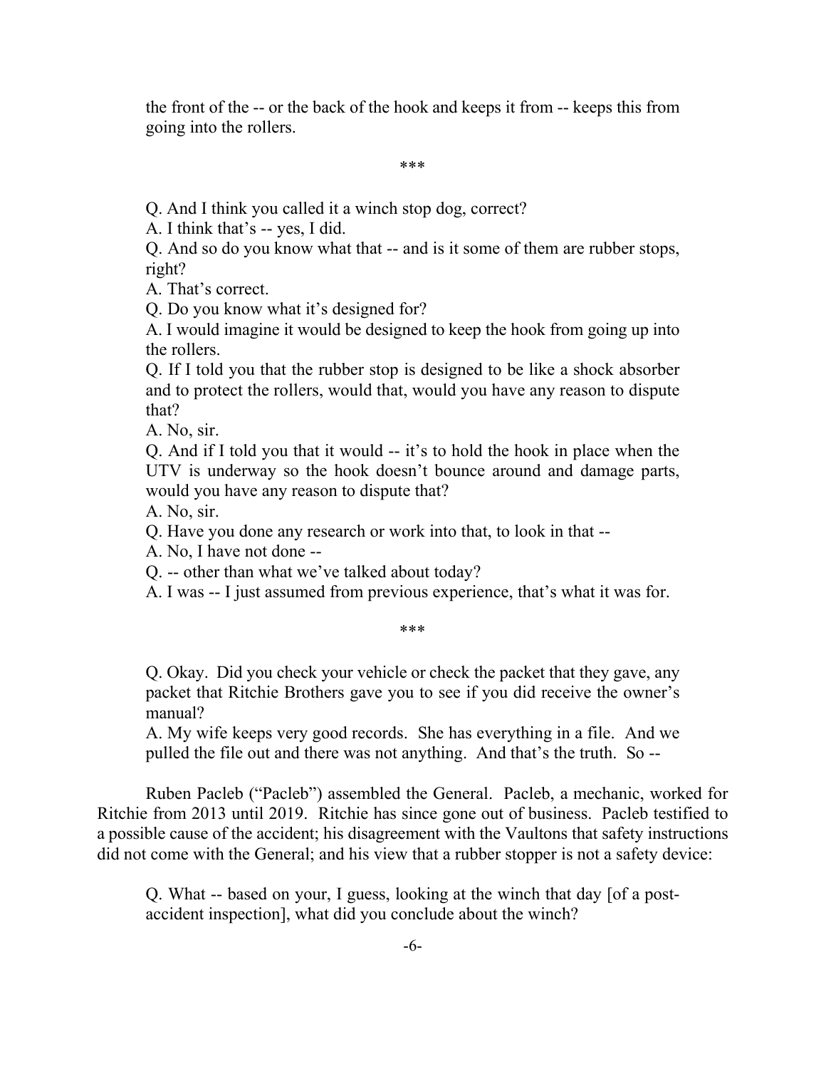the front of the -- or the back of the hook and keeps it from -- keeps this from going into the rollers.

\*\*\*

Q. And I think you called it a winch stop dog, correct?

A. I think that's -- yes, I did.

Q. And so do you know what that -- and is it some of them are rubber stops, right?

A. That's correct.

Q. Do you know what it's designed for?

A. I would imagine it would be designed to keep the hook from going up into the rollers.

Q. If I told you that the rubber stop is designed to be like a shock absorber and to protect the rollers, would that, would you have any reason to dispute that?

A. No, sir.

Q. And if I told you that it would -- it's to hold the hook in place when the UTV is underway so the hook doesn't bounce around and damage parts, would you have any reason to dispute that?

A. No, sir.

Q. Have you done any research or work into that, to look in that --

A. No, I have not done --

Q. -- other than what we've talked about today?

A. I was -- I just assumed from previous experience, that's what it was for.

\*\*\*

Q. Okay. Did you check your vehicle or check the packet that they gave, any packet that Ritchie Brothers gave you to see if you did receive the owner's manual?

A. My wife keeps very good records. She has everything in a file. And we pulled the file out and there was not anything. And that's the truth. So --

Ruben Pacleb ("Pacleb") assembled the General. Pacleb, a mechanic, worked for Ritchie from 2013 until 2019. Ritchie has since gone out of business. Pacleb testified to a possible cause of the accident; his disagreement with the Vaultons that safety instructions did not come with the General; and his view that a rubber stopper is not a safety device:

Q. What -- based on your, I guess, looking at the winch that day [of a post-accident inspection], what did you conclude about the winch?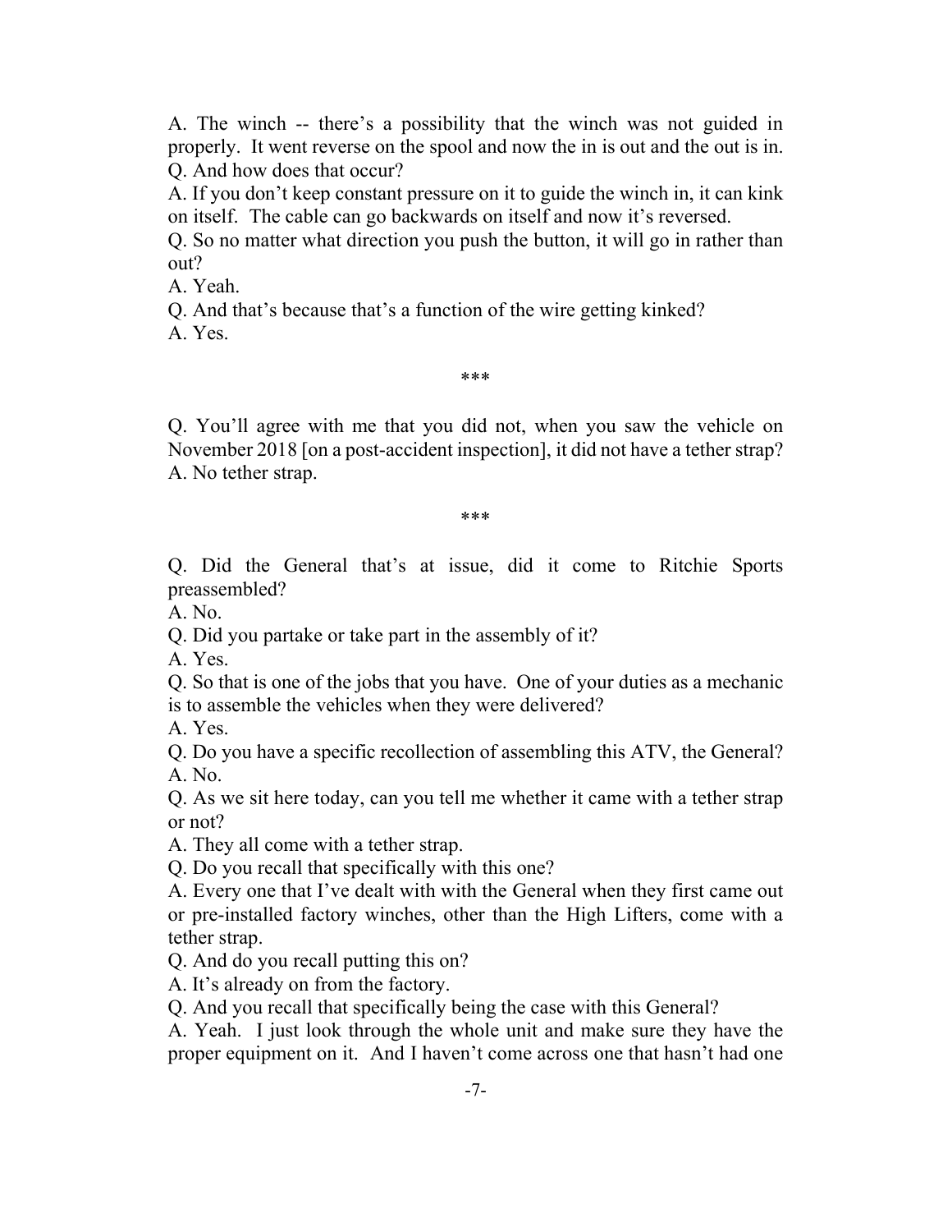A. The winch -- there's a possibility that the winch was not guided in properly. It went reverse on the spool and now the in is out and the out is in.

Q. And how does that occur?

A. If you don't keep constant pressure on it to guide the winch in, it can kink on itself. The cable can go backwards on itself and now it's reversed.

Q. So no matter what direction you push the button, it will go in rather than out?

A. Yeah.

Q. And that's because that's a function of the wire getting kinked?

A. Yes.

***

Q. You'll agree with me that you did not, when you saw the vehicle on November 2018 [on a post-accident inspection], it did not have a tether strap?

A. No tether strap.

***

Q. Did the General that's at issue, did it come to Ritchie Sports preassembled?

A. No.

Q. Did you partake or take part in the assembly of it?

A. Yes.

Q. So that is one of the jobs that you have. One of your duties as a mechanic is to assemble the vehicles when they were delivered?

A. Yes.

Q. Do you have a specific recollection of assembling this ATV, the General?

A. No.

Q. As we sit here today, can you tell me whether it came with a tether strap or not?

A. They all come with a tether strap.

Q. Do you recall that specifically with this one?

A. Every one that I've dealt with with the General when they first came out or pre-installed factory winches, other than the High Lifters, come with a tether strap.

Q. And do you recall putting this on?

A. It's already on from the factory.

Q. And you recall that specifically being the case with this General?

A. Yeah. I just look through the whole unit and make sure they have the proper equipment on it. And I haven't come across one that hasn't had one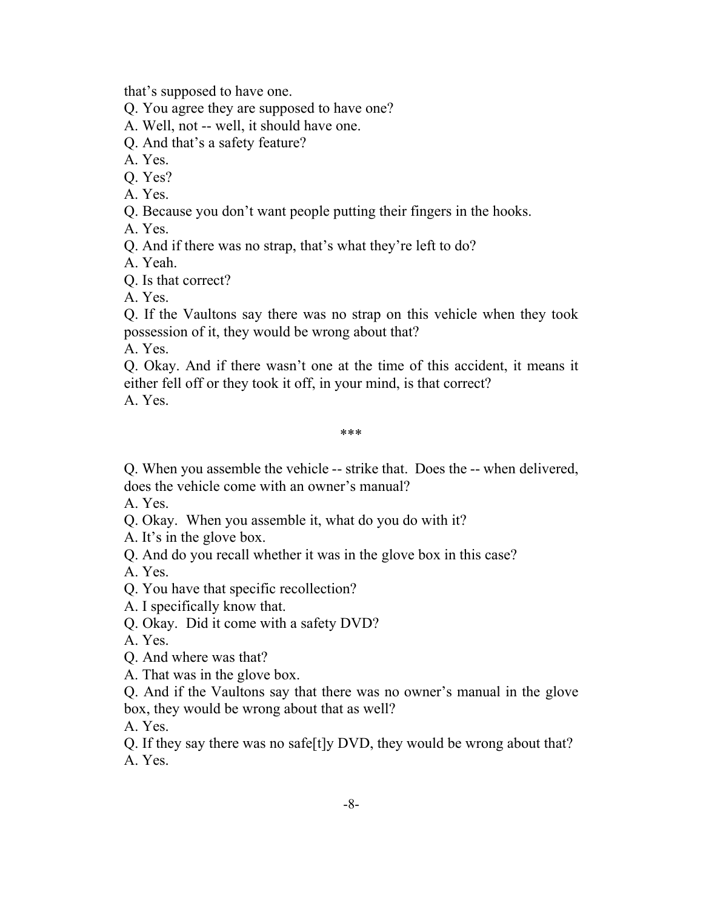that's supposed to have one.

Q. You agree they are supposed to have one?

A. Well, not -- well, it should have one.

Q. And that's a safety feature?

A. Yes.

Q. Yes?

A. Yes.

Q. Because you don't want people putting their fingers in the hooks.

A. Yes.

Q. And if there was no strap, that's what they're left to do?

A. Yeah.

Q. Is that correct?

A. Yes.

Q. If the Vaultons say there was no strap on this vehicle when they took possession of it, they would be wrong about that?

A. Yes.

Q. Okay. And if there wasn't one at the time of this accident, it means it either fell off or they took it off, in your mind, is that correct?

A. Yes.

***

Q. When you assemble the vehicle -- strike that. Does the -- when delivered, does the vehicle come with an owner's manual?

A. Yes.

Q. Okay. When you assemble it, what do you do with it?

A. It's in the glove box.

Q. And do you recall whether it was in the glove box in this case?

A. Yes.

Q. You have that specific recollection?

A. I specifically know that.

Q. Okay. Did it come with a safety DVD?

A. Yes.

Q. And where was that?

A. That was in the glove box.

Q. And if the Vaultons say that there was no owner's manual in the glove box, they would be wrong about that as well?

A. Yes.

Q. If they say there was no safe[t]y DVD, they would be wrong about that?

A. Yes.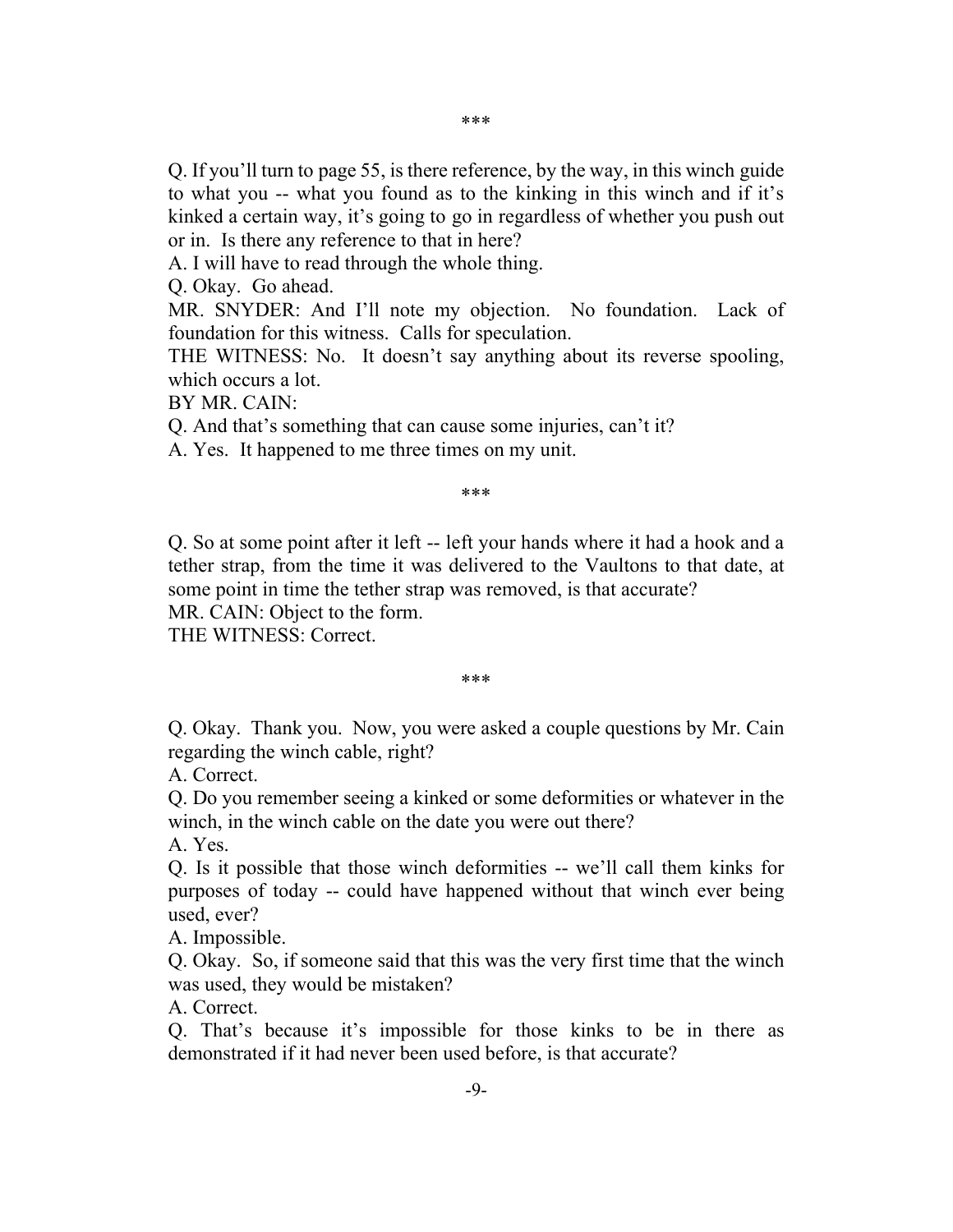\*\*\*

Q. If you'll turn to page 55, is there reference, by the way, in this winch guide to what you -- what you found as to the kinking in this winch and if it's kinked a certain way, it's going to go in regardless of whether you push out or in. Is there any reference to that in here?

A. I will have to read through the whole thing.

Q. Okay. Go ahead.

MR. SNYDER: And I'll note my objection. No foundation. Lack of foundation for this witness. Calls for speculation.

THE WITNESS: No. It doesn't say anything about its reverse spooling, which occurs a lot.

BY MR. CAIN:

Q. And that's something that can cause some injuries, can't it?

A. Yes. It happened to me three times on my unit.

\*\*\*

Q. So at some point after it left -- left your hands where it had a hook and a tether strap, from the time it was delivered to the Vaultons to that date, at some point in time the tether strap was removed, is that accurate?

MR. CAIN: Object to the form.

THE WITNESS: Correct.

\*\*\*

Q. Okay. Thank you. Now, you were asked a couple questions by Mr. Cain regarding the winch cable, right?

A. Correct.

Q. Do you remember seeing a kinked or some deformities or whatever in the winch, in the winch cable on the date you were out there?

A. Yes.

Q. Is it possible that those winch deformities -- we'll call them kinks for purposes of today -- could have happened without that winch ever being used, ever?

A. Impossible.

Q. Okay. So, if someone said that this was the very first time that the winch was used, they would be mistaken?

A. Correct.

Q. That's because it's impossible for those kinks to be in there as demonstrated if it had never been used before, is that accurate?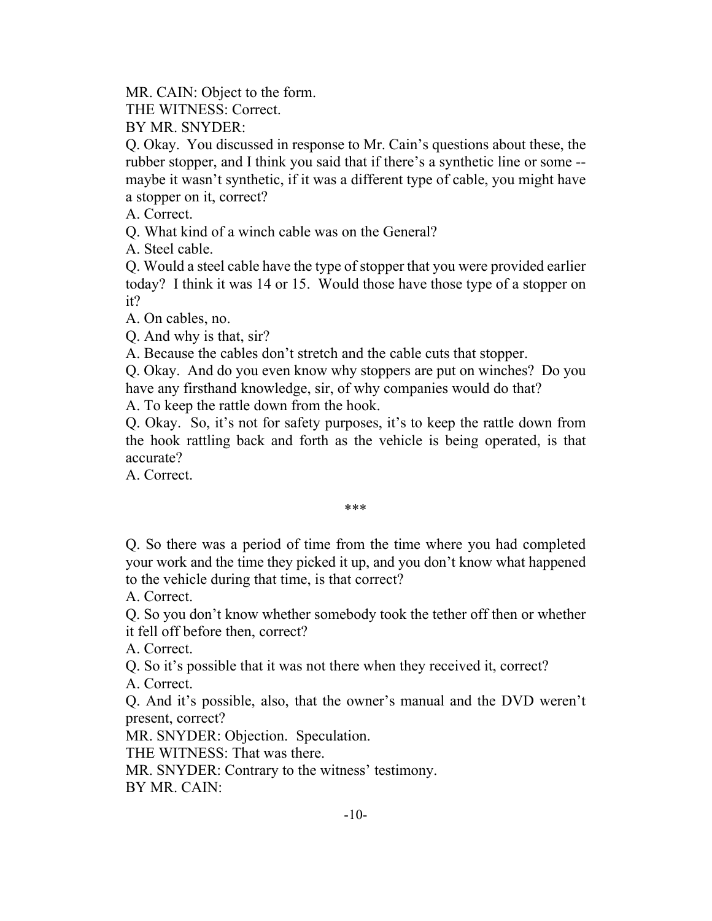MR. CAIN: Object to the form.

THE WITNESS: Correct.

BY MR. SNYDER:

Q. Okay. You discussed in response to Mr. Cain's questions about these, the rubber stopper, and I think you said that if there's a synthetic line or some -- maybe it wasn't synthetic, if it was a different type of cable, you might have a stopper on it, correct?

A. Correct.

Q. What kind of a winch cable was on the General?

A. Steel cable.

Q. Would a steel cable have the type of stopper that you were provided earlier today? I think it was 14 or 15. Would those have those type of a stopper on it?

A. On cables, no.

Q. And why is that, sir?

A. Because the cables don't stretch and the cable cuts that stopper.

Q. Okay. And do you even know why stoppers are put on winches? Do you have any firsthand knowledge, sir, of why companies would do that?

A. To keep the rattle down from the hook.

Q. Okay. So, it's not for safety purposes, it's to keep the rattle down from the hook rattling back and forth as the vehicle is being operated, is that accurate?

A. Correct.

***

Q. So there was a period of time from the time where you had completed your work and the time they picked it up, and you don't know what happened to the vehicle during that time, is that correct?

A. Correct.

Q. So you don't know whether somebody took the tether off then or whether it fell off before then, correct?

A. Correct.

Q. So it's possible that it was not there when they received it, correct?

A. Correct.

Q. And it's possible, also, that the owner's manual and the DVD weren't present, correct?

MR. SNYDER: Objection. Speculation.

THE WITNESS: That was there.

MR. SNYDER: Contrary to the witness' testimony.

BY MR. CAIN: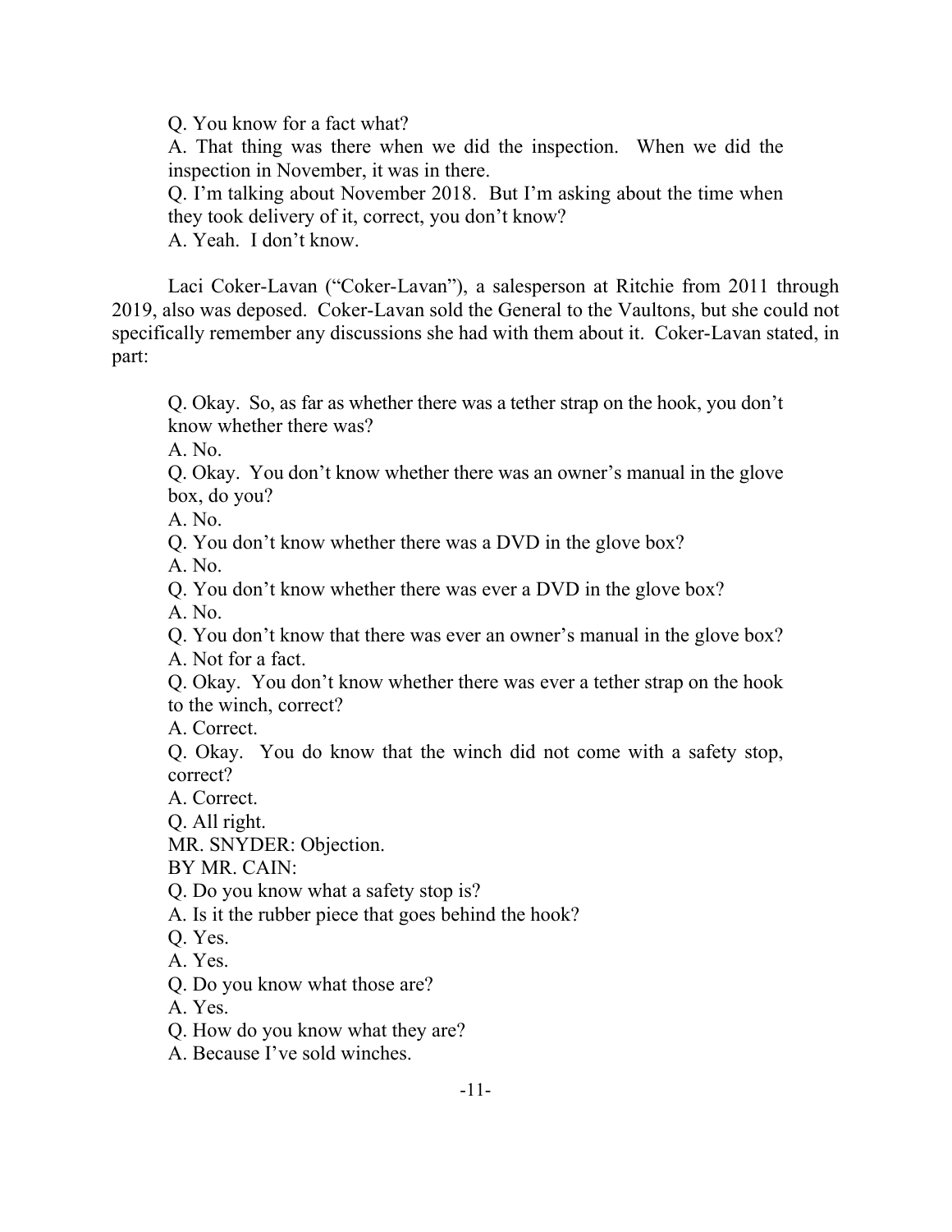> Q. You know for a fact what?
> A. That thing was there when we did the inspection. When we did the inspection in November, it was in there.
> Q. I'm talking about November 2018. But I'm asking about the time when they took delivery of it, correct, you don't know?
> A. Yeah. I don't know.

Laci Coker-Lavan ("Coker-Lavan"), a salesperson at Ritchie from 2011 through 2019, also was deposed. Coker-Lavan sold the General to the Vaultons, but she could not specifically remember any discussions she had with them about it. Coker-Lavan stated, in part:

> Q. Okay. So, as far as whether there was a tether strap on the hook, you don't know whether there was?
> A. No.
> Q. Okay. You don't know whether there was an owner's manual in the glove box, do you?
> A. No.
> Q. You don't know whether there was a DVD in the glove box?
> A. No.
> Q. You don't know whether there was ever a DVD in the glove box?
> A. No.
> Q. You don't know that there was ever an owner's manual in the glove box?
> A. Not for a fact.
> Q. Okay. You don't know whether there was ever a tether strap on the hook to the winch, correct?
> A. Correct.
> Q. Okay. You do know that the winch did not come with a safety stop, correct?
> A. Correct.
> Q. All right.
> MR. SNYDER: Objection.
> BY MR. CAIN:
> Q. Do you know what a safety stop is?
> A. Is it the rubber piece that goes behind the hook?
> Q. Yes.
> A. Yes.
> Q. Do you know what those are?
> A. Yes.
> Q. How do you know what they are?
> A. Because I've sold winches.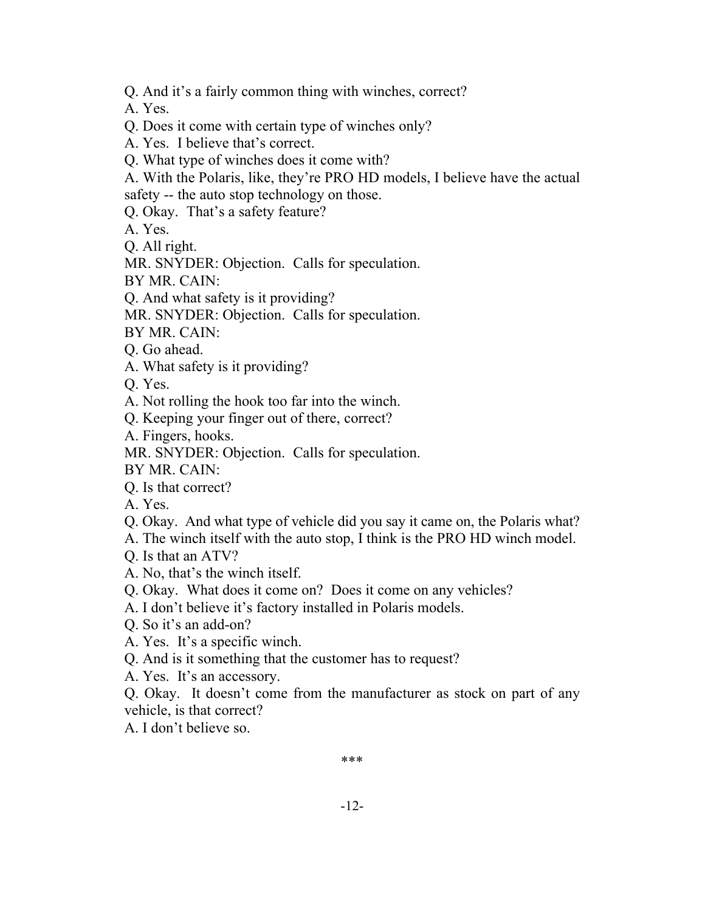Q. And it's a fairly common thing with winches, correct?
A. Yes.
Q. Does it come with certain type of winches only?
A. Yes. I believe that's correct.
Q. What type of winches does it come with?
A. With the Polaris, like, they're PRO HD models, I believe have the actual safety -- the auto stop technology on those.
Q. Okay. That's a safety feature?
A. Yes.
Q. All right.
MR. SNYDER: Objection. Calls for speculation.
BY MR. CAIN:
Q. And what safety is it providing?
MR. SNYDER: Objection. Calls for speculation.
BY MR. CAIN:
Q. Go ahead.
A. What safety is it providing?
Q. Yes.
A. Not rolling the hook too far into the winch.
Q. Keeping your finger out of there, correct?
A. Fingers, hooks.
MR. SNYDER: Objection. Calls for speculation.
BY MR. CAIN:
Q. Is that correct?
A. Yes.
Q. Okay. And what type of vehicle did you say it came on, the Polaris what?
A. The winch itself with the auto stop, I think is the PRO HD winch model.
Q. Is that an ATV?
A. No, that's the winch itself.
Q. Okay. What does it come on? Does it come on any vehicles?
A. I don't believe it's factory installed in Polaris models.
Q. So it's an add-on?
A. Yes. It's a specific winch.
Q. And is it something that the customer has to request?
A. Yes. It's an accessory.
Q. Okay. It doesn't come from the manufacturer as stock on part of any vehicle, is that correct?
A. I don't believe so.

***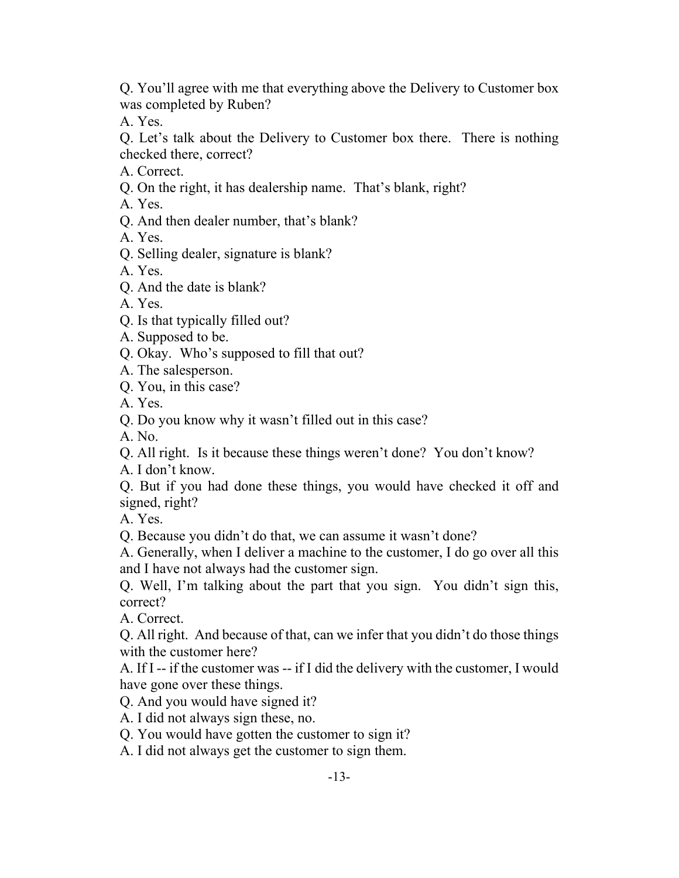Q. You'll agree with me that everything above the Delivery to Customer box was completed by Ruben?

A. Yes.

Q. Let's talk about the Delivery to Customer box there. There is nothing checked there, correct?

A. Correct.

Q. On the right, it has dealership name. That's blank, right?

A. Yes.

Q. And then dealer number, that's blank?

A. Yes.

Q. Selling dealer, signature is blank?

A. Yes.

Q. And the date is blank?

A. Yes.

Q. Is that typically filled out?

A. Supposed to be.

Q. Okay. Who's supposed to fill that out?

A. The salesperson.

Q. You, in this case?

A. Yes.

Q. Do you know why it wasn't filled out in this case?

A. No.

Q. All right. Is it because these things weren't done? You don't know?

A. I don't know.

Q. But if you had done these things, you would have checked it off and signed, right?

A. Yes.

Q. Because you didn't do that, we can assume it wasn't done?

A. Generally, when I deliver a machine to the customer, I do go over all this and I have not always had the customer sign.

Q. Well, I'm talking about the part that you sign. You didn't sign this, correct?

A. Correct.

Q. All right. And because of that, can we infer that you didn't do those things with the customer here?

A. If I -- if the customer was -- if I did the delivery with the customer, I would have gone over these things.

Q. And you would have signed it?

A. I did not always sign these, no.

Q. You would have gotten the customer to sign it?

A. I did not always get the customer to sign them.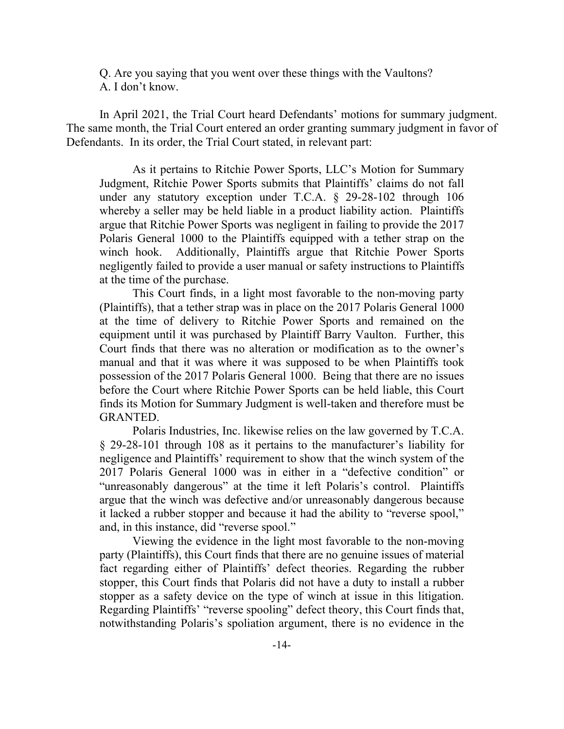Q. Are you saying that you went over these things with the Vaultons?
A. I don't know.

In April 2021, the Trial Court heard Defendants' motions for summary judgment. The same month, the Trial Court entered an order granting summary judgment in favor of Defendants. In its order, the Trial Court stated, in relevant part:

> As it pertains to Ritchie Power Sports, LLC's Motion for Summary Judgment, Ritchie Power Sports submits that Plaintiffs' claims do not fall under any statutory exception under T.C.A. § 29-28-102 through 106 whereby a seller may be held liable in a product liability action. Plaintiffs argue that Ritchie Power Sports was negligent in failing to provide the 2017 Polaris General 1000 to the Plaintiffs equipped with a tether strap on the winch hook. Additionally, Plaintiffs argue that Ritchie Power Sports negligently failed to provide a user manual or safety instructions to Plaintiffs at the time of the purchase.
>
> This Court finds, in a light most favorable to the non-moving party (Plaintiffs), that a tether strap was in place on the 2017 Polaris General 1000 at the time of delivery to Ritchie Power Sports and remained on the equipment until it was purchased by Plaintiff Barry Vaulton. Further, this Court finds that there was no alteration or modification as to the owner's manual and that it was where it was supposed to be when Plaintiffs took possession of the 2017 Polaris General 1000. Being that there are no issues before the Court where Ritchie Power Sports can be held liable, this Court finds its Motion for Summary Judgment is well-taken and therefore must be GRANTED.
>
> Polaris Industries, Inc. likewise relies on the law governed by T.C.A. § 29-28-101 through 108 as it pertains to the manufacturer's liability for negligence and Plaintiffs' requirement to show that the winch system of the 2017 Polaris General 1000 was in either in a "defective condition" or "unreasonably dangerous" at the time it left Polaris's control. Plaintiffs argue that the winch was defective and/or unreasonably dangerous because it lacked a rubber stopper and because it had the ability to "reverse spool," and, in this instance, did "reverse spool."
>
> Viewing the evidence in the light most favorable to the non-moving party (Plaintiffs), this Court finds that there are no genuine issues of material fact regarding either of Plaintiffs' defect theories. Regarding the rubber stopper, this Court finds that Polaris did not have a duty to install a rubber stopper as a safety device on the type of winch at issue in this litigation. Regarding Plaintiffs' "reverse spooling" defect theory, this Court finds that, notwithstanding Polaris's spoliation argument, there is no evidence in the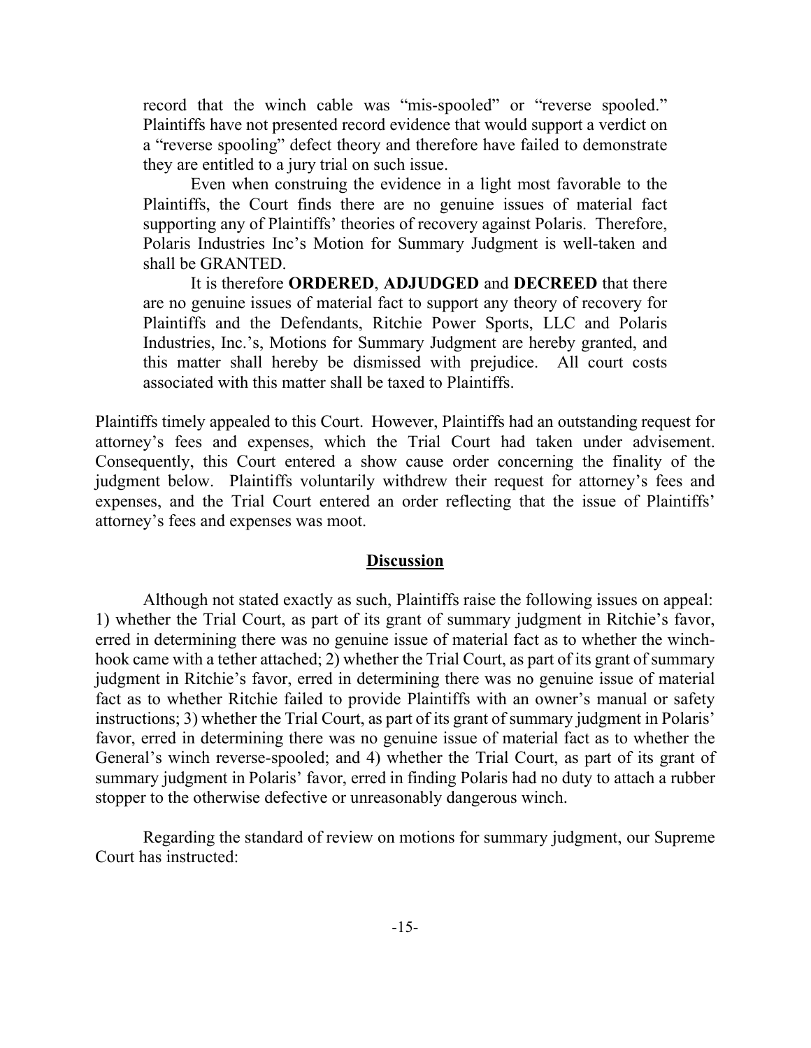> record that the winch cable was "mis-spooled" or "reverse spooled." Plaintiffs have not presented record evidence that would support a verdict on a "reverse spooling" defect theory and therefore have failed to demonstrate they are entitled to a jury trial on such issue.
>
> Even when construing the evidence in a light most favorable to the Plaintiffs, the Court finds there are no genuine issues of material fact supporting any of Plaintiffs' theories of recovery against Polaris. Therefore, Polaris Industries Inc's Motion for Summary Judgment is well-taken and shall be GRANTED.
>
> It is therefore **ORDERED**, **ADJUDGED** and **DECREED** that there are no genuine issues of material fact to support any theory of recovery for Plaintiffs and the Defendants, Ritchie Power Sports, LLC and Polaris Industries, Inc.'s, Motions for Summary Judgment are hereby granted, and this matter shall hereby be dismissed with prejudice. All court costs associated with this matter shall be taxed to Plaintiffs.

Plaintiffs timely appealed to this Court. However, Plaintiffs had an outstanding request for attorney's fees and expenses, which the Trial Court had taken under advisement. Consequently, this Court entered a show cause order concerning the finality of the judgment below. Plaintiffs voluntarily withdrew their request for attorney's fees and expenses, and the Trial Court entered an order reflecting that the issue of Plaintiffs' attorney's fees and expenses was moot.

## Discussion

Although not stated exactly as such, Plaintiffs raise the following issues on appeal: 1) whether the Trial Court, as part of its grant of summary judgment in Ritchie's favor, erred in determining there was no genuine issue of material fact as to whether the winch-hook came with a tether attached; 2) whether the Trial Court, as part of its grant of summary judgment in Ritchie's favor, erred in determining there was no genuine issue of material fact as to whether Ritchie failed to provide Plaintiffs with an owner's manual or safety instructions; 3) whether the Trial Court, as part of its grant of summary judgment in Polaris' favor, erred in determining there was no genuine issue of material fact as to whether the General's winch reverse-spooled; and 4) whether the Trial Court, as part of its grant of summary judgment in Polaris' favor, erred in finding Polaris had no duty to attach a rubber stopper to the otherwise defective or unreasonably dangerous winch.

Regarding the standard of review on motions for summary judgment, our Supreme Court has instructed: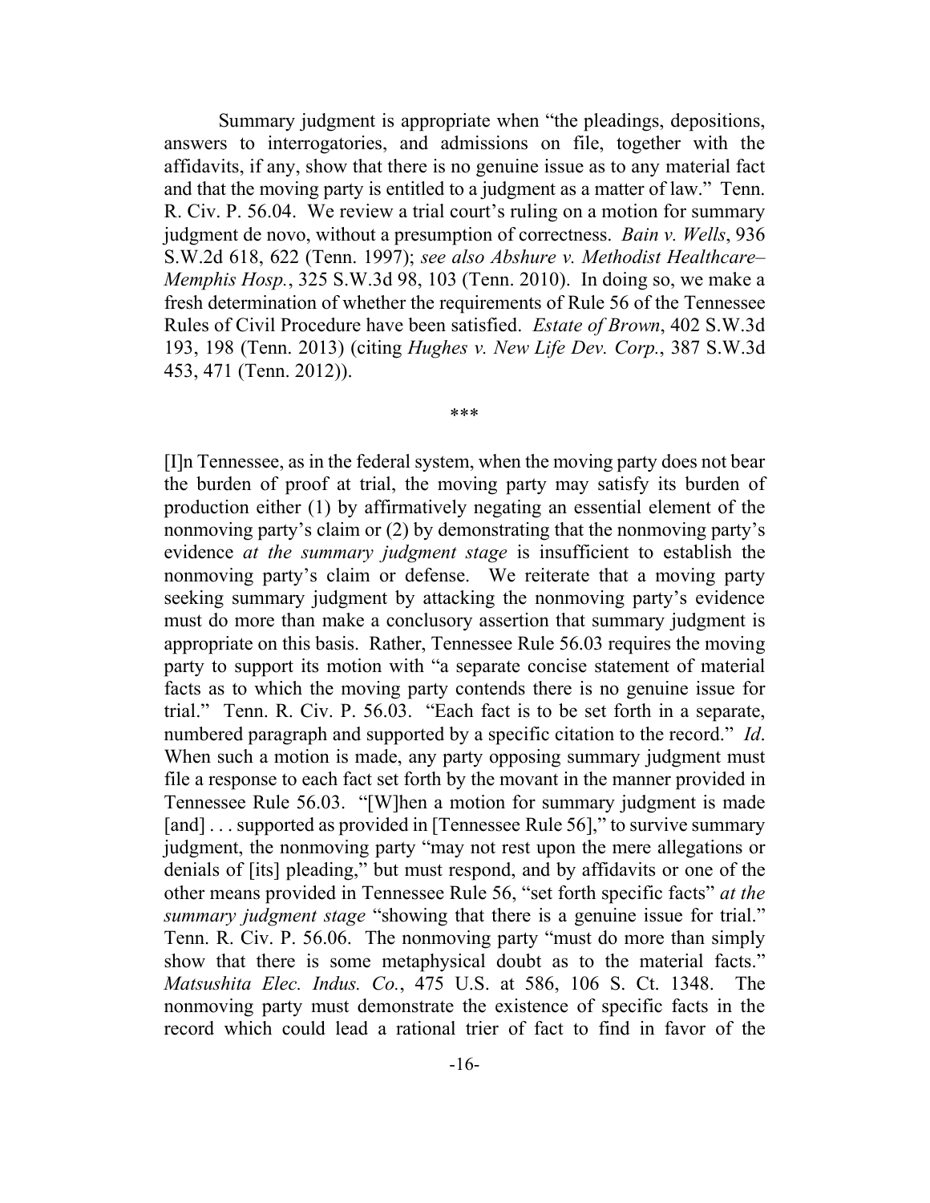Summary judgment is appropriate when "the pleadings, depositions, answers to interrogatories, and admissions on file, together with the affidavits, if any, show that there is no genuine issue as to any material fact and that the moving party is entitled to a judgment as a matter of law." Tenn. R. Civ. P. 56.04. We review a trial court's ruling on a motion for summary judgment de novo, without a presumption of correctness. *Bain v. Wells*, 936 S.W.2d 618, 622 (Tenn. 1997); *see also Abshure v. Methodist Healthcare–Memphis Hosp.*, 325 S.W.3d 98, 103 (Tenn. 2010). In doing so, we make a fresh determination of whether the requirements of Rule 56 of the Tennessee Rules of Civil Procedure have been satisfied. *Estate of Brown*, 402 S.W.3d 193, 198 (Tenn. 2013) (citing *Hughes v. New Life Dev. Corp.*, 387 S.W.3d 453, 471 (Tenn. 2012)).

\*\*\*

[I]n Tennessee, as in the federal system, when the moving party does not bear the burden of proof at trial, the moving party may satisfy its burden of production either (1) by affirmatively negating an essential element of the nonmoving party's claim or (2) by demonstrating that the nonmoving party's evidence *at the summary judgment stage* is insufficient to establish the nonmoving party's claim or defense. We reiterate that a moving party seeking summary judgment by attacking the nonmoving party's evidence must do more than make a conclusory assertion that summary judgment is appropriate on this basis. Rather, Tennessee Rule 56.03 requires the moving party to support its motion with "a separate concise statement of material facts as to which the moving party contends there is no genuine issue for trial." Tenn. R. Civ. P. 56.03. "Each fact is to be set forth in a separate, numbered paragraph and supported by a specific citation to the record." *Id*. When such a motion is made, any party opposing summary judgment must file a response to each fact set forth by the movant in the manner provided in Tennessee Rule 56.03. "[W]hen a motion for summary judgment is made [and] . . . supported as provided in [Tennessee Rule 56]," to survive summary judgment, the nonmoving party "may not rest upon the mere allegations or denials of [its] pleading," but must respond, and by affidavits or one of the other means provided in Tennessee Rule 56, "set forth specific facts" *at the summary judgment stage* "showing that there is a genuine issue for trial." Tenn. R. Civ. P. 56.06. The nonmoving party "must do more than simply show that there is some metaphysical doubt as to the material facts." *Matsushita Elec. Indus. Co.*, 475 U.S. at 586, 106 S. Ct. 1348. The nonmoving party must demonstrate the existence of specific facts in the record which could lead a rational trier of fact to find in favor of the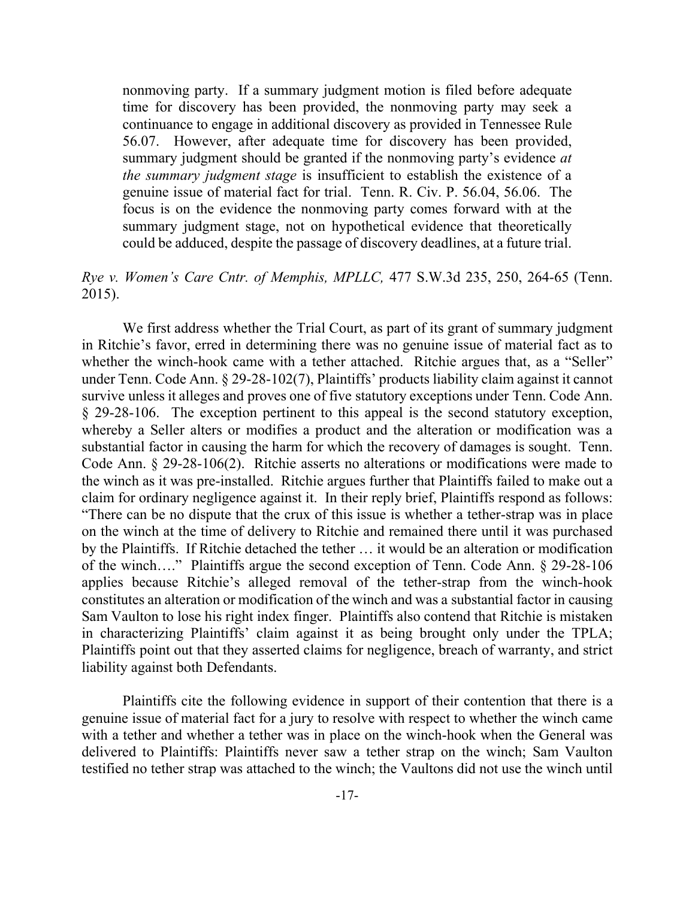> nonmoving party. If a summary judgment motion is filed before adequate time for discovery has been provided, the nonmoving party may seek a continuance to engage in additional discovery as provided in Tennessee Rule 56.07. However, after adequate time for discovery has been provided, summary judgment should be granted if the nonmoving party's evidence *at the summary judgment stage* is insufficient to establish the existence of a genuine issue of material fact for trial. Tenn. R. Civ. P. 56.04, 56.06. The focus is on the evidence the nonmoving party comes forward with at the summary judgment stage, not on hypothetical evidence that theoretically could be adduced, despite the passage of discovery deadlines, at a future trial.

*Rye v. Women's Care Cntr. of Memphis, MPLLC,* 477 S.W.3d 235, 250, 264-65 (Tenn. 2015).

We first address whether the Trial Court, as part of its grant of summary judgment in Ritchie's favor, erred in determining there was no genuine issue of material fact as to whether the winch-hook came with a tether attached. Ritchie argues that, as a "Seller" under Tenn. Code Ann. § 29-28-102(7), Plaintiffs' products liability claim against it cannot survive unless it alleges and proves one of five statutory exceptions under Tenn. Code Ann. § 29-28-106. The exception pertinent to this appeal is the second statutory exception, whereby a Seller alters or modifies a product and the alteration or modification was a substantial factor in causing the harm for which the recovery of damages is sought. Tenn. Code Ann. § 29-28-106(2). Ritchie asserts no alterations or modifications were made to the winch as it was pre-installed. Ritchie argues further that Plaintiffs failed to make out a claim for ordinary negligence against it. In their reply brief, Plaintiffs respond as follows: "There can be no dispute that the crux of this issue is whether a tether-strap was in place on the winch at the time of delivery to Ritchie and remained there until it was purchased by the Plaintiffs. If Ritchie detached the tether … it would be an alteration or modification of the winch…." Plaintiffs argue the second exception of Tenn. Code Ann. § 29-28-106 applies because Ritchie's alleged removal of the tether-strap from the winch-hook constitutes an alteration or modification of the winch and was a substantial factor in causing Sam Vaulton to lose his right index finger. Plaintiffs also contend that Ritchie is mistaken in characterizing Plaintiffs' claim against it as being brought only under the TPLA; Plaintiffs point out that they asserted claims for negligence, breach of warranty, and strict liability against both Defendants.

Plaintiffs cite the following evidence in support of their contention that there is a genuine issue of material fact for a jury to resolve with respect to whether the winch came with a tether and whether a tether was in place on the winch-hook when the General was delivered to Plaintiffs: Plaintiffs never saw a tether strap on the winch; Sam Vaulton testified no tether strap was attached to the winch; the Vaultons did not use the winch until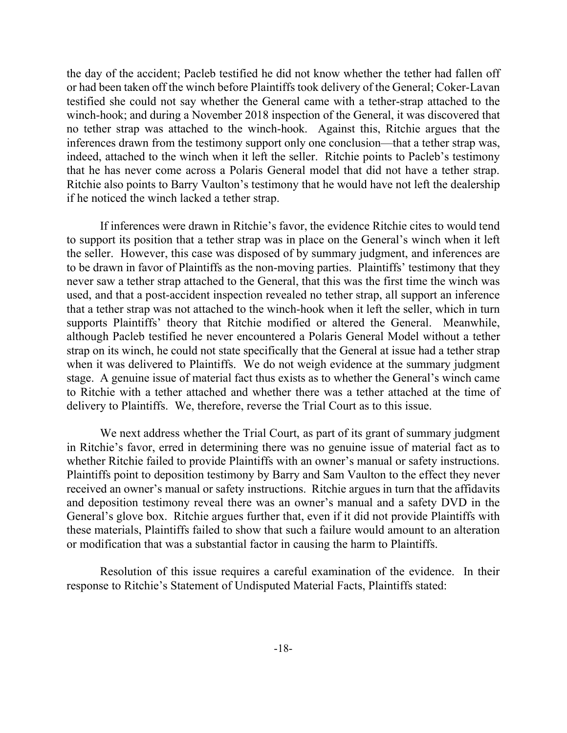the day of the accident; Pacleb testified he did not know whether the tether had fallen off or had been taken off the winch before Plaintiffs took delivery of the General; Coker-Lavan testified she could not say whether the General came with a tether-strap attached to the winch-hook; and during a November 2018 inspection of the General, it was discovered that no tether strap was attached to the winch-hook. Against this, Ritchie argues that the inferences drawn from the testimony support only one conclusion—that a tether strap was, indeed, attached to the winch when it left the seller. Ritchie points to Pacleb's testimony that he has never come across a Polaris General model that did not have a tether strap. Ritchie also points to Barry Vaulton's testimony that he would have not left the dealership if he noticed the winch lacked a tether strap.

If inferences were drawn in Ritchie's favor, the evidence Ritchie cites to would tend to support its position that a tether strap was in place on the General's winch when it left the seller. However, this case was disposed of by summary judgment, and inferences are to be drawn in favor of Plaintiffs as the non-moving parties. Plaintiffs' testimony that they never saw a tether strap attached to the General, that this was the first time the winch was used, and that a post-accident inspection revealed no tether strap, all support an inference that a tether strap was not attached to the winch-hook when it left the seller, which in turn supports Plaintiffs' theory that Ritchie modified or altered the General. Meanwhile, although Pacleb testified he never encountered a Polaris General Model without a tether strap on its winch, he could not state specifically that the General at issue had a tether strap when it was delivered to Plaintiffs. We do not weigh evidence at the summary judgment stage. A genuine issue of material fact thus exists as to whether the General's winch came to Ritchie with a tether attached and whether there was a tether attached at the time of delivery to Plaintiffs. We, therefore, reverse the Trial Court as to this issue.

We next address whether the Trial Court, as part of its grant of summary judgment in Ritchie's favor, erred in determining there was no genuine issue of material fact as to whether Ritchie failed to provide Plaintiffs with an owner's manual or safety instructions. Plaintiffs point to deposition testimony by Barry and Sam Vaulton to the effect they never received an owner's manual or safety instructions. Ritchie argues in turn that the affidavits and deposition testimony reveal there was an owner's manual and a safety DVD in the General's glove box. Ritchie argues further that, even if it did not provide Plaintiffs with these materials, Plaintiffs failed to show that such a failure would amount to an alteration or modification that was a substantial factor in causing the harm to Plaintiffs.

Resolution of this issue requires a careful examination of the evidence. In their response to Ritchie's Statement of Undisputed Material Facts, Plaintiffs stated: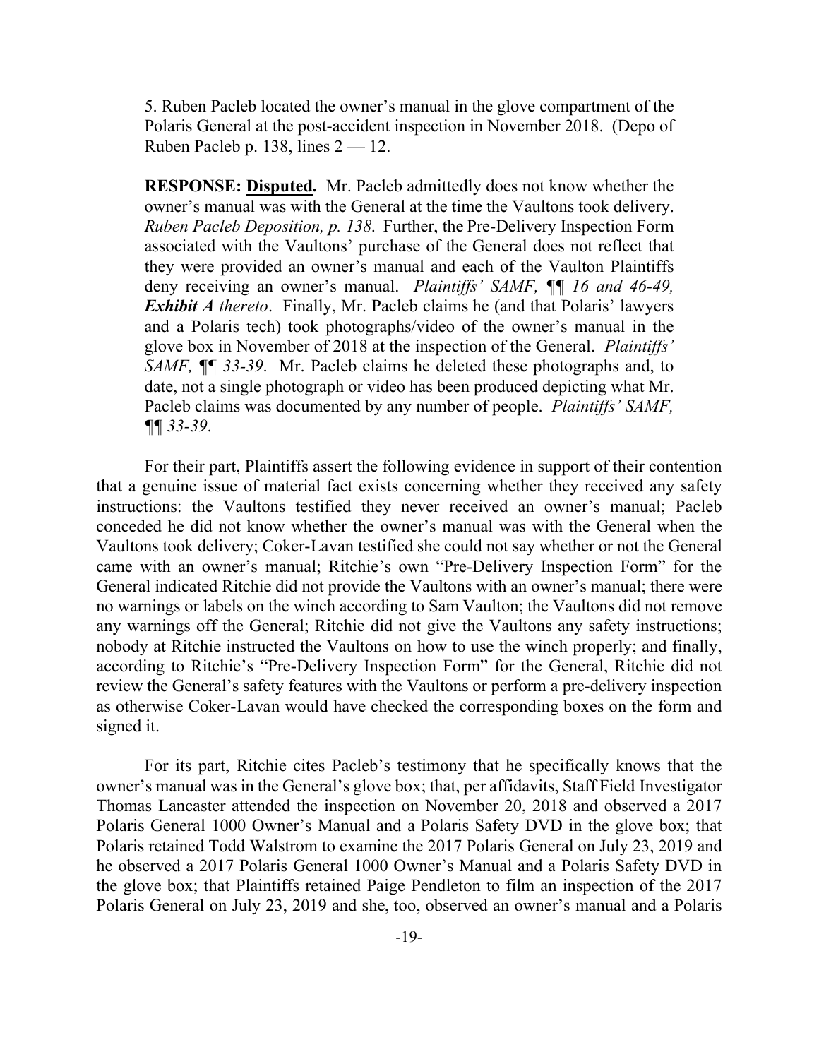5. Ruben Pacleb located the owner's manual in the glove compartment of the Polaris General at the post-accident inspection in November 2018. (Depo of Ruben Pacleb p. 138, lines 2 — 12.

**RESPONSE: <u>Disputed</u>.** Mr. Pacleb admittedly does not know whether the owner's manual was with the General at the time the Vaultons took delivery. *Ruben Pacleb Deposition, p. 138*. Further, the Pre-Delivery Inspection Form associated with the Vaultons' purchase of the General does not reflect that they were provided an owner's manual and each of the Vaulton Plaintiffs deny receiving an owner's manual. *Plaintiffs' SAMF, ¶¶ 16 and 46-49, **Exhibit A** thereto*. Finally, Mr. Pacleb claims he (and that Polaris' lawyers and a Polaris tech) took photographs/video of the owner's manual in the glove box in November of 2018 at the inspection of the General. *Plaintiffs' SAMF, ¶¶ 33-39*. Mr. Pacleb claims he deleted these photographs and, to date, not a single photograph or video has been produced depicting what Mr. Pacleb claims was documented by any number of people. *Plaintiffs' SAMF, ¶¶ 33-39*.

For their part, Plaintiffs assert the following evidence in support of their contention that a genuine issue of material fact exists concerning whether they received any safety instructions: the Vaultons testified they never received an owner's manual; Pacleb conceded he did not know whether the owner's manual was with the General when the Vaultons took delivery; Coker-Lavan testified she could not say whether or not the General came with an owner's manual; Ritchie's own "Pre-Delivery Inspection Form" for the General indicated Ritchie did not provide the Vaultons with an owner's manual; there were no warnings or labels on the winch according to Sam Vaulton; the Vaultons did not remove any warnings off the General; Ritchie did not give the Vaultons any safety instructions; nobody at Ritchie instructed the Vaultons on how to use the winch properly; and finally, according to Ritchie's "Pre-Delivery Inspection Form" for the General, Ritchie did not review the General's safety features with the Vaultons or perform a pre-delivery inspection as otherwise Coker-Lavan would have checked the corresponding boxes on the form and signed it.

For its part, Ritchie cites Pacleb's testimony that he specifically knows that the owner's manual was in the General's glove box; that, per affidavits, Staff Field Investigator Thomas Lancaster attended the inspection on November 20, 2018 and observed a 2017 Polaris General 1000 Owner's Manual and a Polaris Safety DVD in the glove box; that Polaris retained Todd Walstrom to examine the 2017 Polaris General on July 23, 2019 and he observed a 2017 Polaris General 1000 Owner's Manual and a Polaris Safety DVD in the glove box; that Plaintiffs retained Paige Pendleton to film an inspection of the 2017 Polaris General on July 23, 2019 and she, too, observed an owner's manual and a Polaris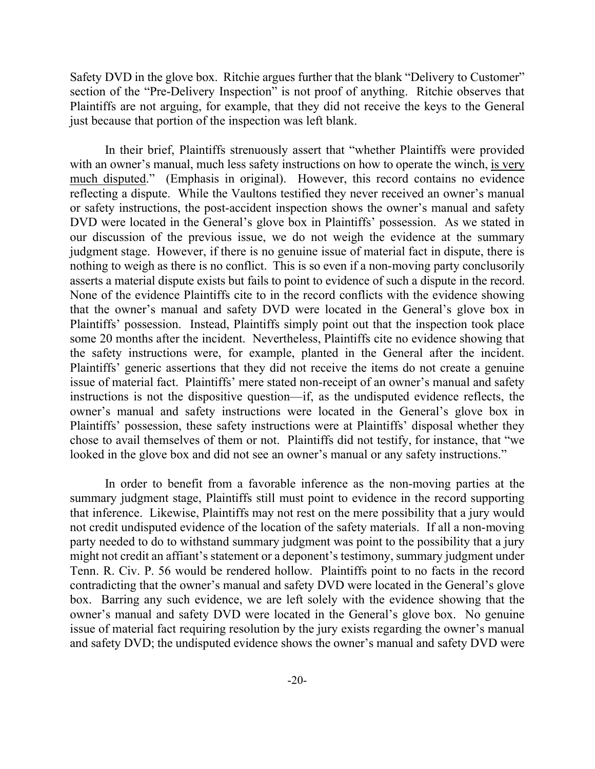Safety DVD in the glove box. Ritchie argues further that the blank "Delivery to Customer" section of the "Pre-Delivery Inspection" is not proof of anything. Ritchie observes that Plaintiffs are not arguing, for example, that they did not receive the keys to the General just because that portion of the inspection was left blank.

In their brief, Plaintiffs strenuously assert that "whether Plaintiffs were provided with an owner's manual, much less safety instructions on how to operate the winch, <u>is very much disputed</u>." (Emphasis in original). However, this record contains no evidence reflecting a dispute. While the Vaultons testified they never received an owner's manual or safety instructions, the post-accident inspection shows the owner's manual and safety DVD were located in the General's glove box in Plaintiffs' possession. As we stated in our discussion of the previous issue, we do not weigh the evidence at the summary judgment stage. However, if there is no genuine issue of material fact in dispute, there is nothing to weigh as there is no conflict. This is so even if a non-moving party conclusorily asserts a material dispute exists but fails to point to evidence of such a dispute in the record. None of the evidence Plaintiffs cite to in the record conflicts with the evidence showing that the owner's manual and safety DVD were located in the General's glove box in Plaintiffs' possession. Instead, Plaintiffs simply point out that the inspection took place some 20 months after the incident. Nevertheless, Plaintiffs cite no evidence showing that the safety instructions were, for example, planted in the General after the incident. Plaintiffs' generic assertions that they did not receive the items do not create a genuine issue of material fact. Plaintiffs' mere stated non-receipt of an owner's manual and safety instructions is not the dispositive question—if, as the undisputed evidence reflects, the owner's manual and safety instructions were located in the General's glove box in Plaintiffs' possession, these safety instructions were at Plaintiffs' disposal whether they chose to avail themselves of them or not. Plaintiffs did not testify, for instance, that "we looked in the glove box and did not see an owner's manual or any safety instructions."

In order to benefit from a favorable inference as the non-moving parties at the summary judgment stage, Plaintiffs still must point to evidence in the record supporting that inference. Likewise, Plaintiffs may not rest on the mere possibility that a jury would not credit undisputed evidence of the location of the safety materials. If all a non-moving party needed to do to withstand summary judgment was point to the possibility that a jury might not credit an affiant's statement or a deponent's testimony, summary judgment under Tenn. R. Civ. P. 56 would be rendered hollow. Plaintiffs point to no facts in the record contradicting that the owner's manual and safety DVD were located in the General's glove box. Barring any such evidence, we are left solely with the evidence showing that the owner's manual and safety DVD were located in the General's glove box. No genuine issue of material fact requiring resolution by the jury exists regarding the owner's manual and safety DVD; the undisputed evidence shows the owner's manual and safety DVD were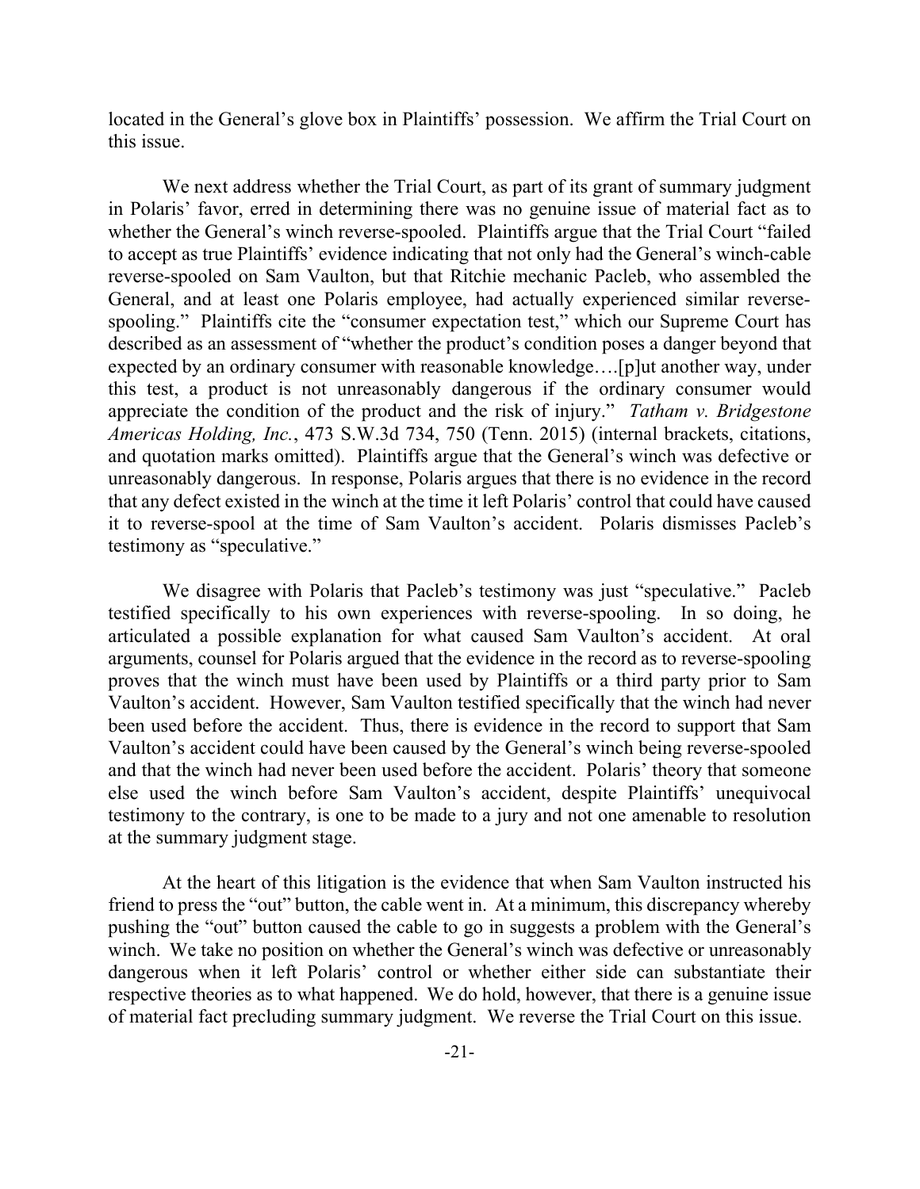located in the General's glove box in Plaintiffs' possession. We affirm the Trial Court on this issue.

We next address whether the Trial Court, as part of its grant of summary judgment in Polaris' favor, erred in determining there was no genuine issue of material fact as to whether the General's winch reverse-spooled. Plaintiffs argue that the Trial Court "failed to accept as true Plaintiffs' evidence indicating that not only had the General's winch-cable reverse-spooled on Sam Vaulton, but that Ritchie mechanic Pacleb, who assembled the General, and at least one Polaris employee, had actually experienced similar reverse-spooling." Plaintiffs cite the "consumer expectation test," which our Supreme Court has described as an assessment of "whether the product's condition poses a danger beyond that expected by an ordinary consumer with reasonable knowledge….[p]ut another way, under this test, a product is not unreasonably dangerous if the ordinary consumer would appreciate the condition of the product and the risk of injury." *Tatham v. Bridgestone Americas Holding, Inc.*, 473 S.W.3d 734, 750 (Tenn. 2015) (internal brackets, citations, and quotation marks omitted). Plaintiffs argue that the General's winch was defective or unreasonably dangerous. In response, Polaris argues that there is no evidence in the record that any defect existed in the winch at the time it left Polaris' control that could have caused it to reverse-spool at the time of Sam Vaulton's accident. Polaris dismisses Pacleb's testimony as "speculative."

We disagree with Polaris that Pacleb's testimony was just "speculative." Pacleb testified specifically to his own experiences with reverse-spooling. In so doing, he articulated a possible explanation for what caused Sam Vaulton's accident. At oral arguments, counsel for Polaris argued that the evidence in the record as to reverse-spooling proves that the winch must have been used by Plaintiffs or a third party prior to Sam Vaulton's accident. However, Sam Vaulton testified specifically that the winch had never been used before the accident. Thus, there is evidence in the record to support that Sam Vaulton's accident could have been caused by the General's winch being reverse-spooled and that the winch had never been used before the accident. Polaris' theory that someone else used the winch before Sam Vaulton's accident, despite Plaintiffs' unequivocal testimony to the contrary, is one to be made to a jury and not one amenable to resolution at the summary judgment stage.

At the heart of this litigation is the evidence that when Sam Vaulton instructed his friend to press the "out" button, the cable went in. At a minimum, this discrepancy whereby pushing the "out" button caused the cable to go in suggests a problem with the General's winch. We take no position on whether the General's winch was defective or unreasonably dangerous when it left Polaris' control or whether either side can substantiate their respective theories as to what happened. We do hold, however, that there is a genuine issue of material fact precluding summary judgment. We reverse the Trial Court on this issue.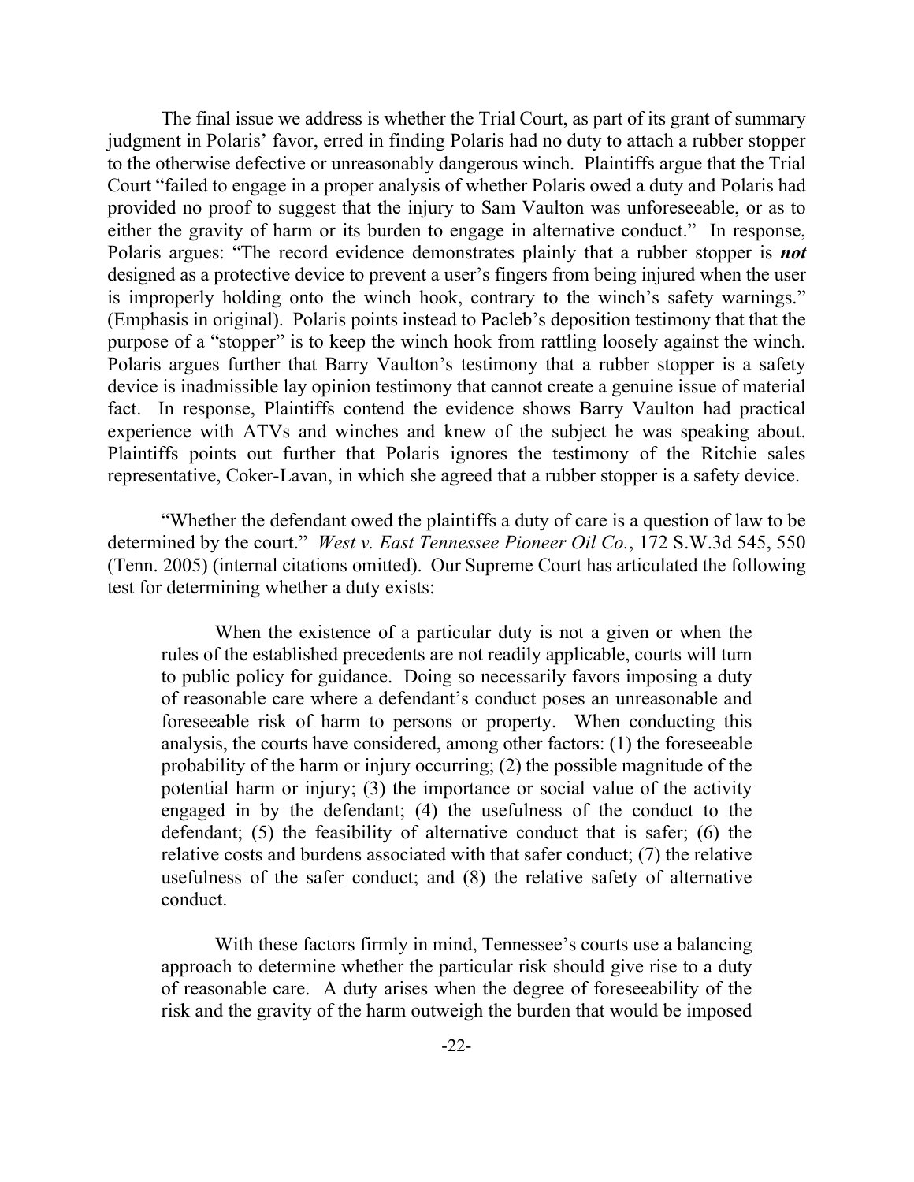The final issue we address is whether the Trial Court, as part of its grant of summary judgment in Polaris' favor, erred in finding Polaris had no duty to attach a rubber stopper to the otherwise defective or unreasonably dangerous winch. Plaintiffs argue that the Trial Court "failed to engage in a proper analysis of whether Polaris owed a duty and Polaris had provided no proof to suggest that the injury to Sam Vaulton was unforeseeable, or as to either the gravity of harm or its burden to engage in alternative conduct." In response, Polaris argues: "The record evidence demonstrates plainly that a rubber stopper is ***not*** designed as a protective device to prevent a user's fingers from being injured when the user is improperly holding onto the winch hook, contrary to the winch's safety warnings." (Emphasis in original). Polaris points instead to Pacleb's deposition testimony that that the purpose of a "stopper" is to keep the winch hook from rattling loosely against the winch. Polaris argues further that Barry Vaulton's testimony that a rubber stopper is a safety device is inadmissible lay opinion testimony that cannot create a genuine issue of material fact. In response, Plaintiffs contend the evidence shows Barry Vaulton had practical experience with ATVs and winches and knew of the subject he was speaking about. Plaintiffs points out further that Polaris ignores the testimony of the Ritchie sales representative, Coker-Lavan, in which she agreed that a rubber stopper is a safety device.

"Whether the defendant owed the plaintiffs a duty of care is a question of law to be determined by the court." *West v. East Tennessee Pioneer Oil Co.*, 172 S.W.3d 545, 550 (Tenn. 2005) (internal citations omitted). Our Supreme Court has articulated the following test for determining whether a duty exists:

> When the existence of a particular duty is not a given or when the rules of the established precedents are not readily applicable, courts will turn to public policy for guidance. Doing so necessarily favors imposing a duty of reasonable care where a defendant's conduct poses an unreasonable and foreseeable risk of harm to persons or property. When conducting this analysis, the courts have considered, among other factors: (1) the foreseeable probability of the harm or injury occurring; (2) the possible magnitude of the potential harm or injury; (3) the importance or social value of the activity engaged in by the defendant; (4) the usefulness of the conduct to the defendant; (5) the feasibility of alternative conduct that is safer; (6) the relative costs and burdens associated with that safer conduct; (7) the relative usefulness of the safer conduct; and (8) the relative safety of alternative conduct.
>
> With these factors firmly in mind, Tennessee's courts use a balancing approach to determine whether the particular risk should give rise to a duty of reasonable care. A duty arises when the degree of foreseeability of the risk and the gravity of the harm outweigh the burden that would be imposed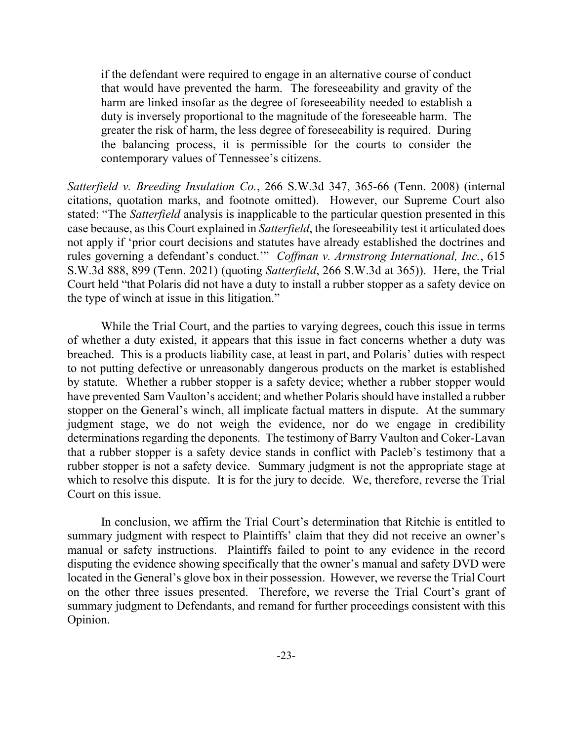> if the defendant were required to engage in an alternative course of conduct that would have prevented the harm. The foreseeability and gravity of the harm are linked insofar as the degree of foreseeability needed to establish a duty is inversely proportional to the magnitude of the foreseeable harm. The greater the risk of harm, the less degree of foreseeability is required. During the balancing process, it is permissible for the courts to consider the contemporary values of Tennessee's citizens.

*Satterfield v. Breeding Insulation Co.*, 266 S.W.3d 347, 365-66 (Tenn. 2008) (internal citations, quotation marks, and footnote omitted). However, our Supreme Court also stated: "The *Satterfield* analysis is inapplicable to the particular question presented in this case because, as this Court explained in *Satterfield*, the foreseeability test it articulated does not apply if 'prior court decisions and statutes have already established the doctrines and rules governing a defendant's conduct.'" *Coffman v. Armstrong International, Inc.*, 615 S.W.3d 888, 899 (Tenn. 2021) (quoting *Satterfield*, 266 S.W.3d at 365)). Here, the Trial Court held "that Polaris did not have a duty to install a rubber stopper as a safety device on the type of winch at issue in this litigation."

While the Trial Court, and the parties to varying degrees, couch this issue in terms of whether a duty existed, it appears that this issue in fact concerns whether a duty was breached. This is a products liability case, at least in part, and Polaris' duties with respect to not putting defective or unreasonably dangerous products on the market is established by statute. Whether a rubber stopper is a safety device; whether a rubber stopper would have prevented Sam Vaulton's accident; and whether Polaris should have installed a rubber stopper on the General's winch, all implicate factual matters in dispute. At the summary judgment stage, we do not weigh the evidence, nor do we engage in credibility determinations regarding the deponents. The testimony of Barry Vaulton and Coker-Lavan that a rubber stopper is a safety device stands in conflict with Pacleb's testimony that a rubber stopper is not a safety device. Summary judgment is not the appropriate stage at which to resolve this dispute. It is for the jury to decide. We, therefore, reverse the Trial Court on this issue.

In conclusion, we affirm the Trial Court's determination that Ritchie is entitled to summary judgment with respect to Plaintiffs' claim that they did not receive an owner's manual or safety instructions. Plaintiffs failed to point to any evidence in the record disputing the evidence showing specifically that the owner's manual and safety DVD were located in the General's glove box in their possession. However, we reverse the Trial Court on the other three issues presented. Therefore, we reverse the Trial Court's grant of summary judgment to Defendants, and remand for further proceedings consistent with this Opinion.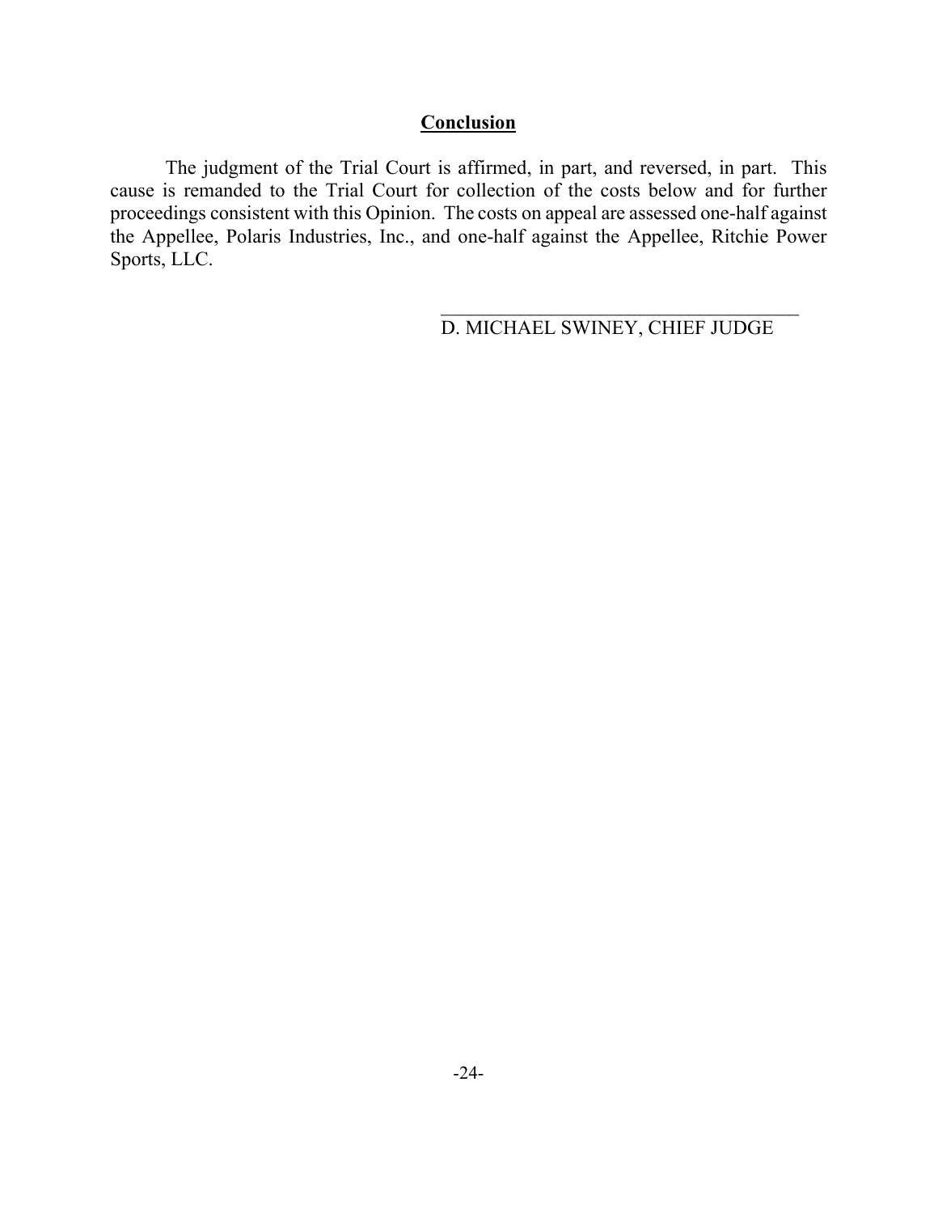## Conclusion

The judgment of the Trial Court is affirmed, in part, and reversed, in part. This cause is remanded to the Trial Court for collection of the costs below and for further proceedings consistent with this Opinion. The costs on appeal are assessed one-half against the Appellee, Polaris Industries, Inc., and one-half against the Appellee, Ritchie Power Sports, LLC.

_____________________________________
D. MICHAEL SWINEY, CHIEF JUDGE